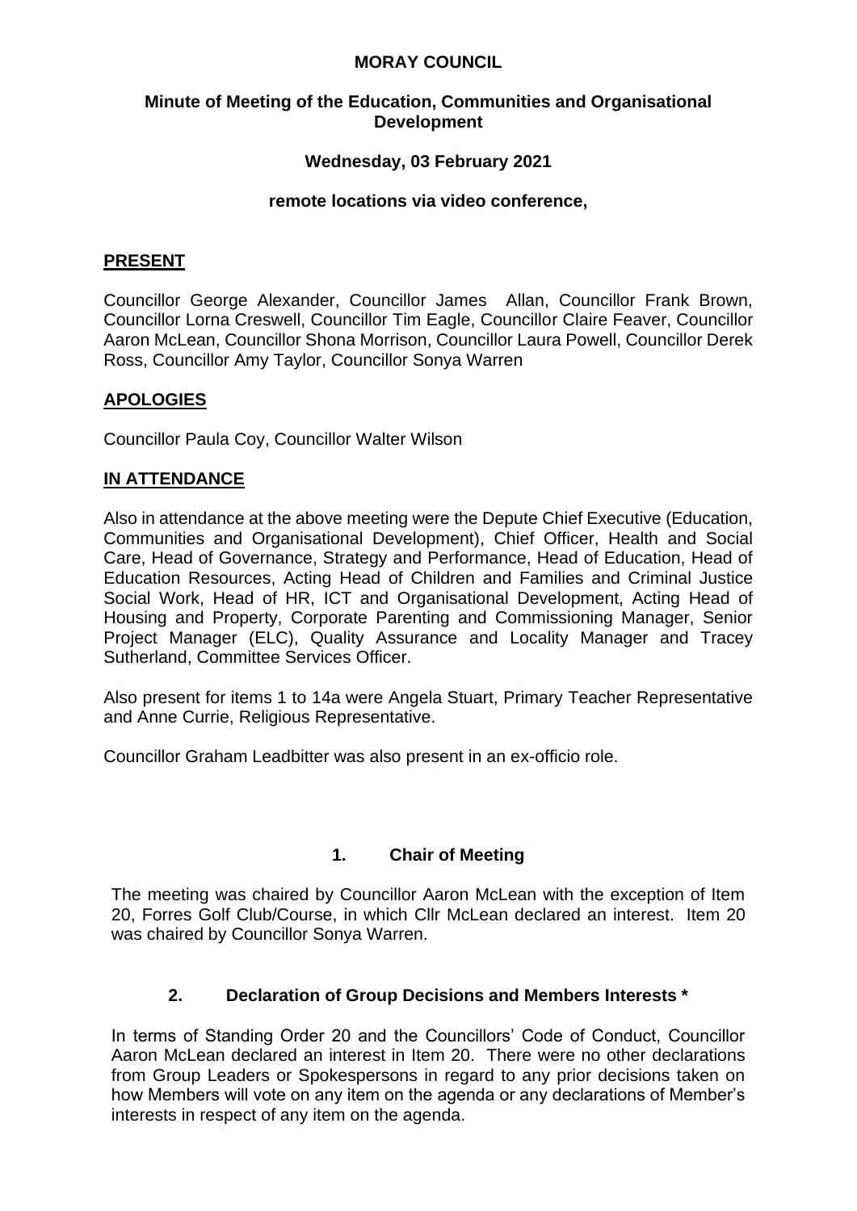# MORAY COUNCIL

## Minute of Meeting of the Education, Communities and Organisational Development

### Wednesday, 03 February 2021

### remote locations via video conference,

## PRESENT

Councillor George Alexander, Councillor James Allan, Councillor Frank Brown, Councillor Lorna Creswell, Councillor Tim Eagle, Councillor Claire Feaver, Councillor Aaron McLean, Councillor Shona Morrison, Councillor Laura Powell, Councillor Derek Ross, Councillor Amy Taylor, Councillor Sonya Warren

## APOLOGIES

Councillor Paula Coy, Councillor Walter Wilson

## IN ATTENDANCE

Also in attendance at the above meeting were the Depute Chief Executive (Education, Communities and Organisational Development), Chief Officer, Health and Social Care, Head of Governance, Strategy and Performance, Head of Education, Head of Education Resources, Acting Head of Children and Families and Criminal Justice Social Work, Head of HR, ICT and Organisational Development, Acting Head of Housing and Property, Corporate Parenting and Commissioning Manager, Senior Project Manager (ELC), Quality Assurance and Locality Manager and Tracey Sutherland, Committee Services Officer.

Also present for items 1 to 14a were Angela Stuart, Primary Teacher Representative and Anne Currie, Religious Representative.

Councillor Graham Leadbitter was also present in an ex-officio role.

### 1. Chair of Meeting

The meeting was chaired by Councillor Aaron McLean with the exception of Item 20, Forres Golf Club/Course, in which Cllr McLean declared an interest. Item 20 was chaired by Councillor Sonya Warren.

### 2. Declaration of Group Decisions and Members Interests *

In terms of Standing Order 20 and the Councillors' Code of Conduct, Councillor Aaron McLean declared an interest in Item 20. There were no other declarations from Group Leaders or Spokespersons in regard to any prior decisions taken on how Members will vote on any item on the agenda or any declarations of Member's interests in respect of any item on the agenda.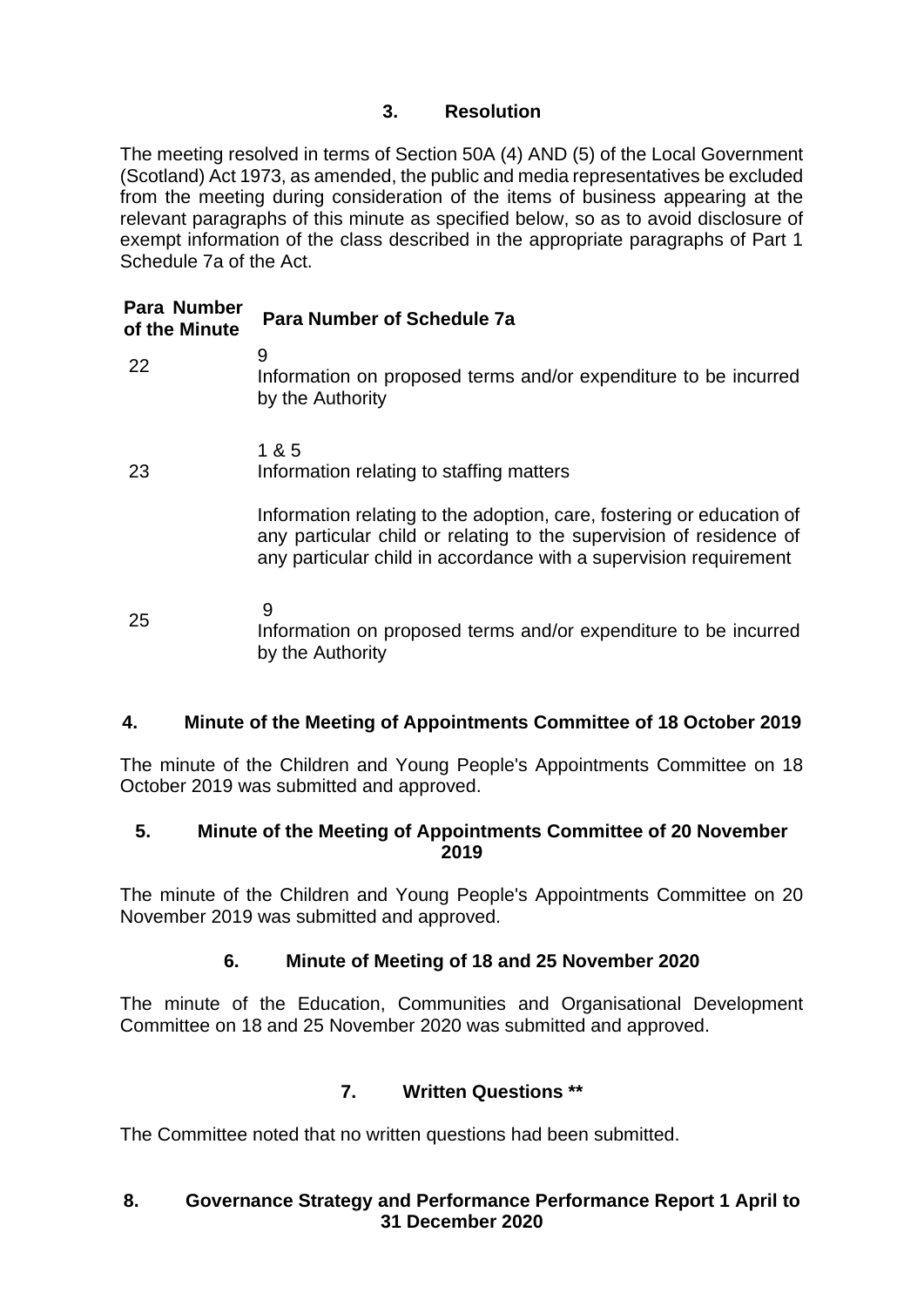## 3. Resolution

The meeting resolved in terms of Section 50A (4) AND (5) of the Local Government (Scotland) Act 1973, as amended, the public and media representatives be excluded from the meeting during consideration of the items of business appearing at the relevant paragraphs of this minute as specified below, so as to avoid disclosure of exempt information of the class described in the appropriate paragraphs of Part 1 Schedule 7a of the Act.

| Para Number of the Minute | Para Number of Schedule 7a |
|---|---|
| 22 | 9<br>Information on proposed terms and/or expenditure to be incurred by the Authority |
| 23 | 1 & 5<br>Information relating to staffing matters<br><br>Information relating to the adoption, care, fostering or education of any particular child or relating to the supervision of residence of any particular child in accordance with a supervision requirement |
| 25 | 9<br>Information on proposed terms and/or expenditure to be incurred by the Authority |

## 4. Minute of the Meeting of Appointments Committee of 18 October 2019

The minute of the Children and Young People's Appointments Committee on 18 October 2019 was submitted and approved.

## 5. Minute of the Meeting of Appointments Committee of 20 November 2019

The minute of the Children and Young People's Appointments Committee on 20 November 2019 was submitted and approved.

## 6. Minute of Meeting of 18 and 25 November 2020

The minute of the Education, Communities and Organisational Development Committee on 18 and 25 November 2020 was submitted and approved.

## 7. Written Questions **

The Committee noted that no written questions had been submitted.

## 8. Governance Strategy and Performance Performance Report 1 April to 31 December 2020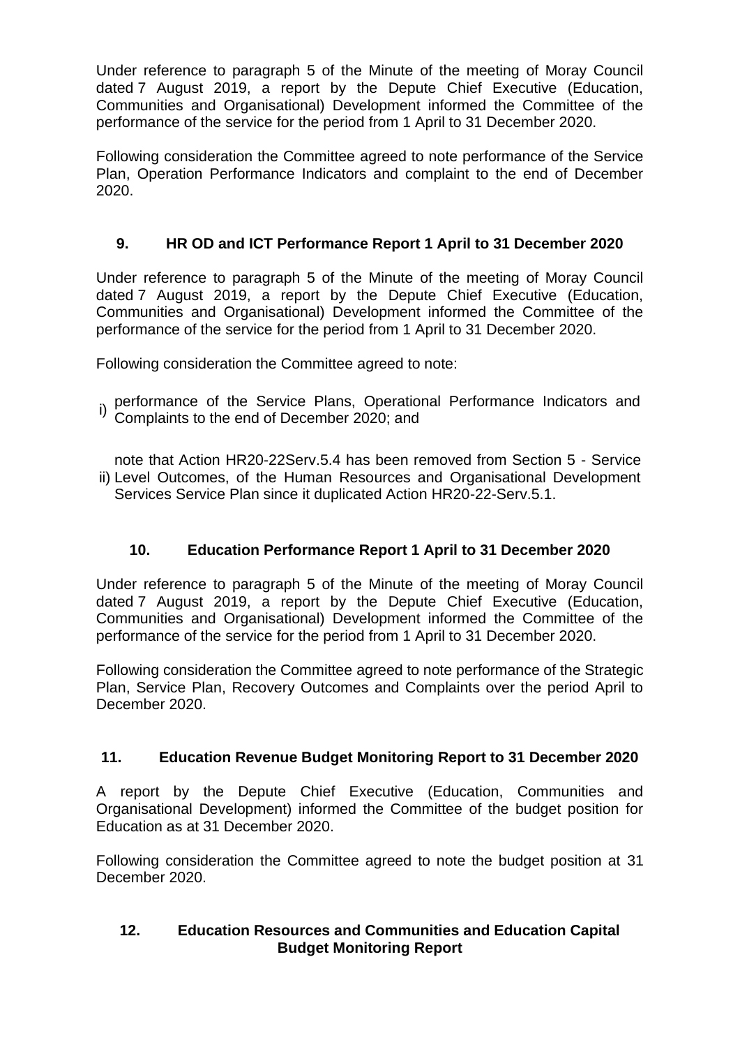Under reference to paragraph 5 of the Minute of the meeting of Moray Council dated 7 August 2019, a report by the Depute Chief Executive (Education, Communities and Organisational) Development informed the Committee of the performance of the service for the period from 1 April to 31 December 2020.

Following consideration the Committee agreed to note performance of the Service Plan, Operation Performance Indicators and complaint to the end of December 2020.

## 9. HR OD and ICT Performance Report 1 April to 31 December 2020

Under reference to paragraph 5 of the Minute of the meeting of Moray Council dated 7 August 2019, a report by the Depute Chief Executive (Education, Communities and Organisational) Development informed the Committee of the performance of the service for the period from 1 April to 31 December 2020.

Following consideration the Committee agreed to note:

i) performance of the Service Plans, Operational Performance Indicators and Complaints to the end of December 2020; and

ii) note that Action HR20-22Serv.5.4 has been removed from Section 5 - Service Level Outcomes, of the Human Resources and Organisational Development Services Service Plan since it duplicated Action HR20-22-Serv.5.1.

## 10. Education Performance Report 1 April to 31 December 2020

Under reference to paragraph 5 of the Minute of the meeting of Moray Council dated 7 August 2019, a report by the Depute Chief Executive (Education, Communities and Organisational) Development informed the Committee of the performance of the service for the period from 1 April to 31 December 2020.

Following consideration the Committee agreed to note performance of the Strategic Plan, Service Plan, Recovery Outcomes and Complaints over the period April to December 2020.

## 11. Education Revenue Budget Monitoring Report to 31 December 2020

A report by the Depute Chief Executive (Education, Communities and Organisational Development) informed the Committee of the budget position for Education as at 31 December 2020.

Following consideration the Committee agreed to note the budget position at 31 December 2020.

## 12. Education Resources and Communities and Education Capital Budget Monitoring Report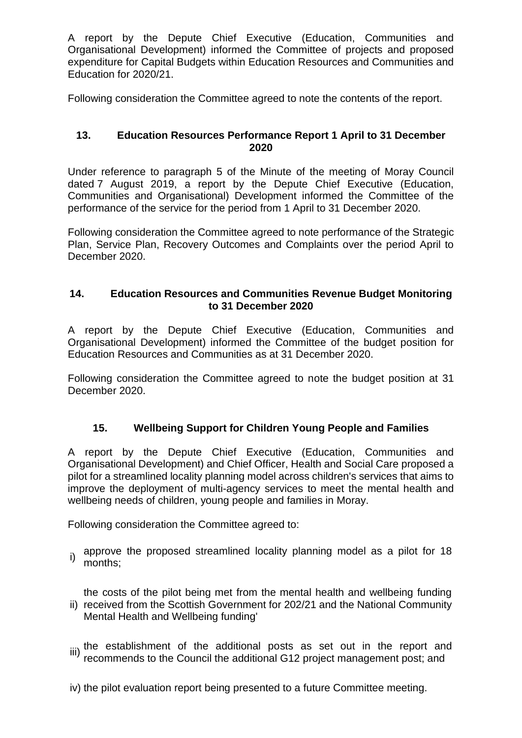A report by the Depute Chief Executive (Education, Communities and Organisational Development) informed the Committee of projects and proposed expenditure for Capital Budgets within Education Resources and Communities and Education for 2020/21.

Following consideration the Committee agreed to note the contents of the report.

## 13. Education Resources Performance Report 1 April to 31 December 2020

Under reference to paragraph 5 of the Minute of the meeting of Moray Council dated 7 August 2019, a report by the Depute Chief Executive (Education, Communities and Organisational) Development informed the Committee of the performance of the service for the period from 1 April to 31 December 2020.

Following consideration the Committee agreed to note performance of the Strategic Plan, Service Plan, Recovery Outcomes and Complaints over the period April to December 2020.

## 14. Education Resources and Communities Revenue Budget Monitoring to 31 December 2020

A report by the Depute Chief Executive (Education, Communities and Organisational Development) informed the Committee of the budget position for Education Resources and Communities as at 31 December 2020.

Following consideration the Committee agreed to note the budget position at 31 December 2020.

## 15. Wellbeing Support for Children Young People and Families

A report by the Depute Chief Executive (Education, Communities and Organisational Development) and Chief Officer, Health and Social Care proposed a pilot for a streamlined locality planning model across children's services that aims to improve the deployment of multi-agency services to meet the mental health and wellbeing needs of children, young people and families in Moray.

Following consideration the Committee agreed to:

i) approve the proposed streamlined locality planning model as a pilot for 18 months;

ii) the costs of the pilot being met from the mental health and wellbeing funding received from the Scottish Government for 202/21 and the National Community Mental Health and Wellbeing funding'

iii) the establishment of the additional posts as set out in the report and recommends to the Council the additional G12 project management post; and

iv) the pilot evaluation report being presented to a future Committee meeting.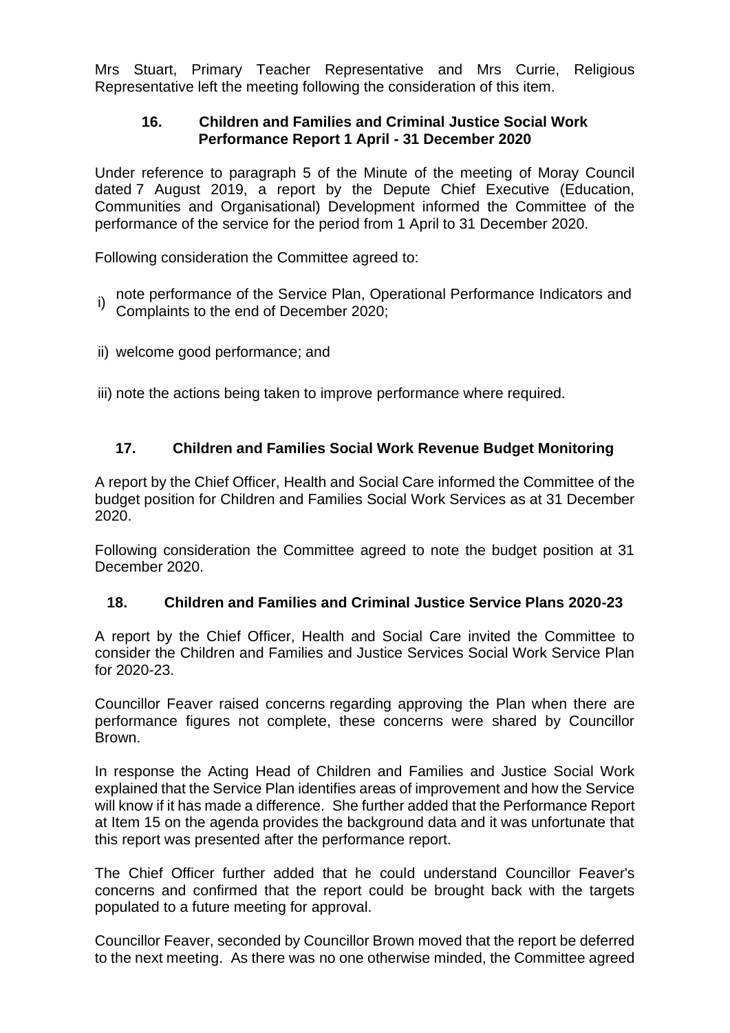Mrs Stuart, Primary Teacher Representative and Mrs Currie, Religious Representative left the meeting following the consideration of this item.

### 16. Children and Families and Criminal Justice Social Work Performance Report 1 April - 31 December 2020

Under reference to paragraph 5 of the Minute of the meeting of Moray Council dated 7 August 2019, a report by the Depute Chief Executive (Education, Communities and Organisational) Development informed the Committee of the performance of the service for the period from 1 April to 31 December 2020.

Following consideration the Committee agreed to:

i) note performance of the Service Plan, Operational Performance Indicators and Complaints to the end of December 2020;

ii) welcome good performance; and

iii) note the actions being taken to improve performance where required.

### 17. Children and Families Social Work Revenue Budget Monitoring

A report by the Chief Officer, Health and Social Care informed the Committee of the budget position for Children and Families Social Work Services as at 31 December 2020.

Following consideration the Committee agreed to note the budget position at 31 December 2020.

### 18. Children and Families and Criminal Justice Service Plans 2020-23

A report by the Chief Officer, Health and Social Care invited the Committee to consider the Children and Families and Justice Services Social Work Service Plan for 2020-23.

Councillor Feaver raised concerns regarding approving the Plan when there are performance figures not complete, these concerns were shared by Councillor Brown.

In response the Acting Head of Children and Families and Justice Social Work explained that the Service Plan identifies areas of improvement and how the Service will know if it has made a difference. She further added that the Performance Report at Item 15 on the agenda provides the background data and it was unfortunate that this report was presented after the performance report.

The Chief Officer further added that he could understand Councillor Feaver's concerns and confirmed that the report could be brought back with the targets populated to a future meeting for approval.

Councillor Feaver, seconded by Councillor Brown moved that the report be deferred to the next meeting. As there was no one otherwise minded, the Committee agreed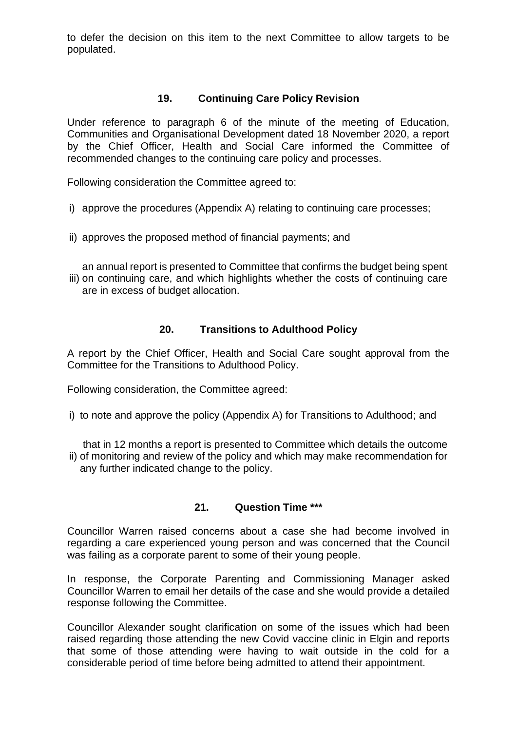to defer the decision on this item to the next Committee to allow targets to be populated.

## 19. Continuing Care Policy Revision

Under reference to paragraph 6 of the minute of the meeting of Education, Communities and Organisational Development dated 18 November 2020, a report by the Chief Officer, Health and Social Care informed the Committee of recommended changes to the continuing care policy and processes.

Following consideration the Committee agreed to:

i) approve the procedures (Appendix A) relating to continuing care processes;

ii) approves the proposed method of financial payments; and

iii) an annual report is presented to Committee that confirms the budget being spent on continuing care, and which highlights whether the costs of continuing care are in excess of budget allocation.

## 20. Transitions to Adulthood Policy

A report by the Chief Officer, Health and Social Care sought approval from the Committee for the Transitions to Adulthood Policy.

Following consideration, the Committee agreed:

i) to note and approve the policy (Appendix A) for Transitions to Adulthood; and

ii) that in 12 months a report is presented to Committee which details the outcome of monitoring and review of the policy and which may make recommendation for any further indicated change to the policy.

## 21. Question Time ***

Councillor Warren raised concerns about a case she had become involved in regarding a care experienced young person and was concerned that the Council was failing as a corporate parent to some of their young people.

In response, the Corporate Parenting and Commissioning Manager asked Councillor Warren to email her details of the case and she would provide a detailed response following the Committee.

Councillor Alexander sought clarification on some of the issues which had been raised regarding those attending the new Covid vaccine clinic in Elgin and reports that some of those attending were having to wait outside in the cold for a considerable period of time before being admitted to attend their appointment.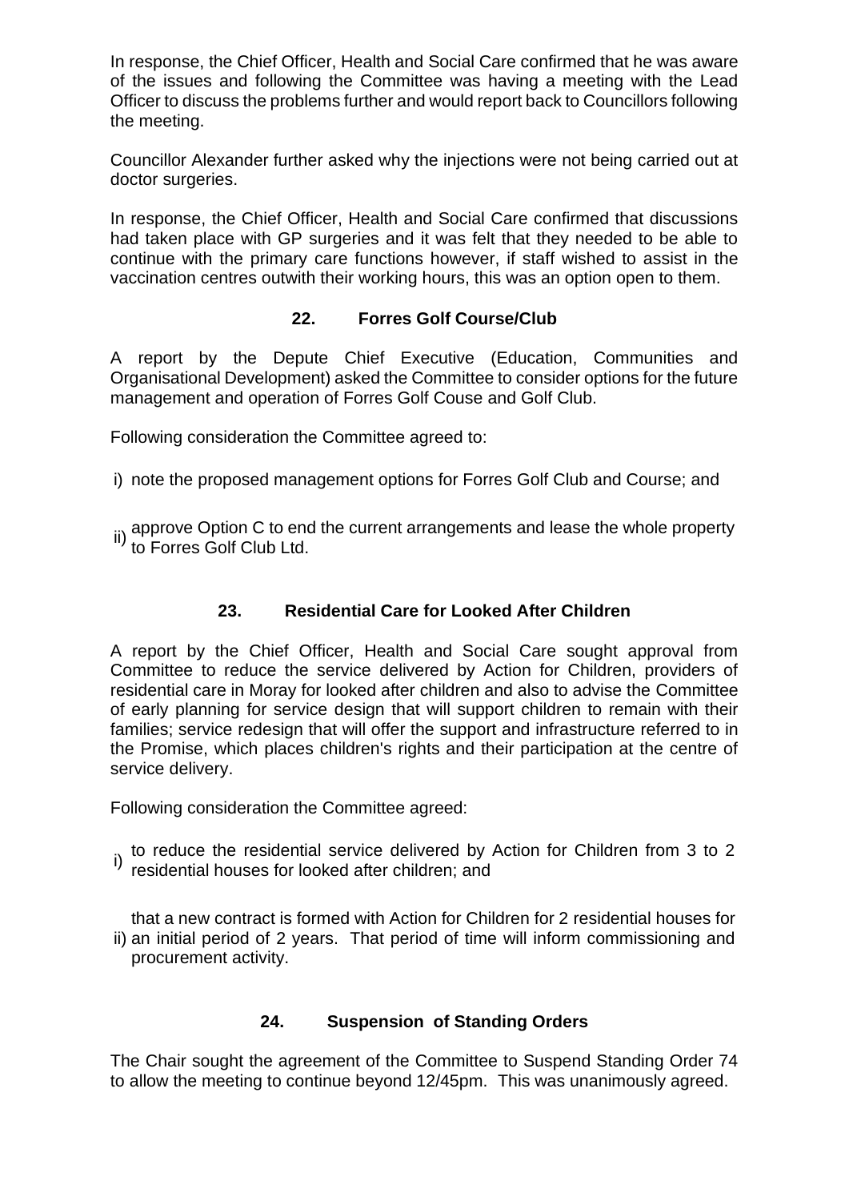In response, the Chief Officer, Health and Social Care confirmed that he was aware of the issues and following the Committee was having a meeting with the Lead Officer to discuss the problems further and would report back to Councillors following the meeting.

Councillor Alexander further asked why the injections were not being carried out at doctor surgeries.

In response, the Chief Officer, Health and Social Care confirmed that discussions had taken place with GP surgeries and it was felt that they needed to be able to continue with the primary care functions however, if staff wished to assist in the vaccination centres outwith their working hours, this was an option open to them.

## 22. Forres Golf Course/Club

A report by the Depute Chief Executive (Education, Communities and Organisational Development) asked the Committee to consider options for the future management and operation of Forres Golf Couse and Golf Club.

Following consideration the Committee agreed to:

i) note the proposed management options for Forres Golf Club and Course; and

ii) approve Option C to end the current arrangements and lease the whole property to Forres Golf Club Ltd.

## 23. Residential Care for Looked After Children

A report by the Chief Officer, Health and Social Care sought approval from Committee to reduce the service delivered by Action for Children, providers of residential care in Moray for looked after children and also to advise the Committee of early planning for service design that will support children to remain with their families; service redesign that will offer the support and infrastructure referred to in the Promise, which places children's rights and their participation at the centre of service delivery.

Following consideration the Committee agreed:

i) to reduce the residential service delivered by Action for Children from 3 to 2 residential houses for looked after children; and

ii) that a new contract is formed with Action for Children for 2 residential houses for an initial period of 2 years. That period of time will inform commissioning and procurement activity.

## 24. Suspension of Standing Orders

The Chair sought the agreement of the Committee to Suspend Standing Order 74 to allow the meeting to continue beyond 12/45pm. This was unanimously agreed.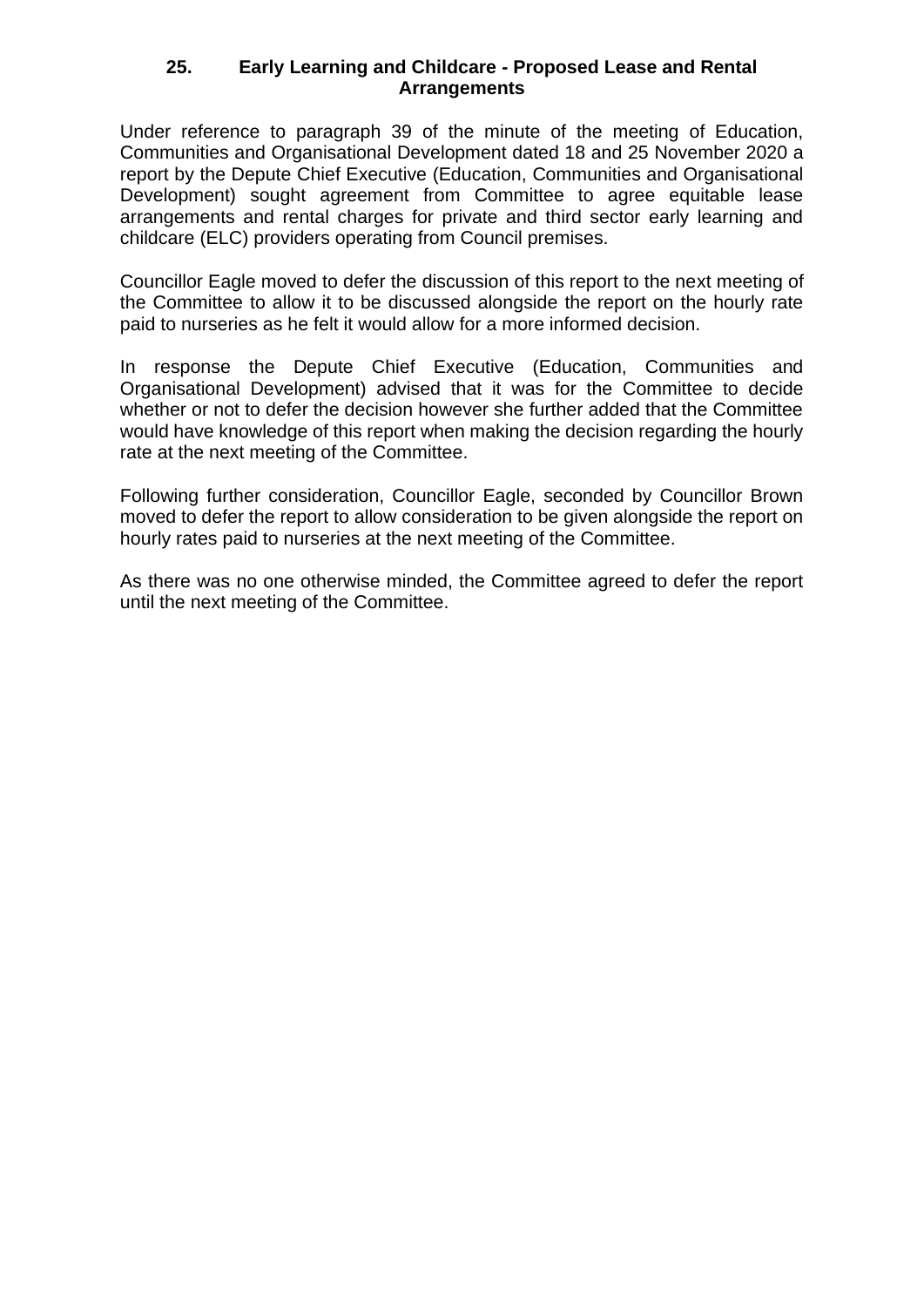### 25. Early Learning and Childcare - Proposed Lease and Rental Arrangements

Under reference to paragraph 39 of the minute of the meeting of Education, Communities and Organisational Development dated 18 and 25 November 2020 a report by the Depute Chief Executive (Education, Communities and Organisational Development) sought agreement from Committee to agree equitable lease arrangements and rental charges for private and third sector early learning and childcare (ELC) providers operating from Council premises.

Councillor Eagle moved to defer the discussion of this report to the next meeting of the Committee to allow it to be discussed alongside the report on the hourly rate paid to nurseries as he felt it would allow for a more informed decision.

In response the Depute Chief Executive (Education, Communities and Organisational Development) advised that it was for the Committee to decide whether or not to defer the decision however she further added that the Committee would have knowledge of this report when making the decision regarding the hourly rate at the next meeting of the Committee.

Following further consideration, Councillor Eagle, seconded by Councillor Brown moved to defer the report to allow consideration to be given alongside the report on hourly rates paid to nurseries at the next meeting of the Committee.

As there was no one otherwise minded, the Committee agreed to defer the report until the next meeting of the Committee.